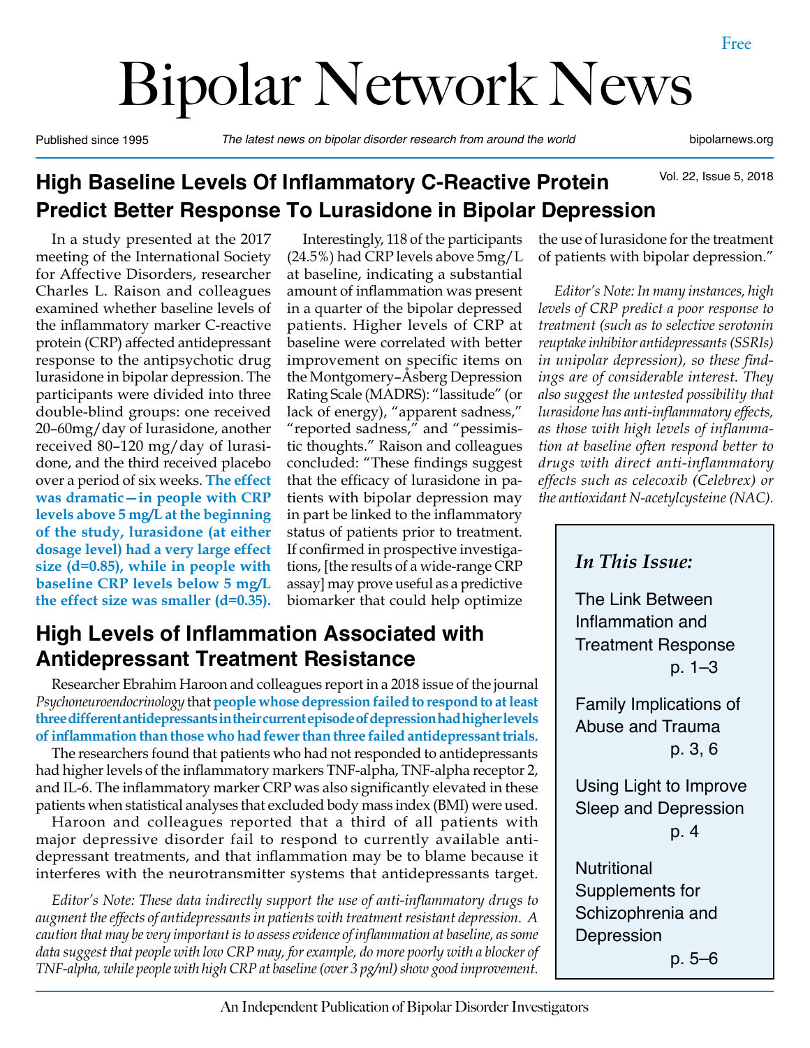Free

# Bipolar Network News

Published since 1995 | *The latest news on bipolar disorder research from around the world* | bipolarnews.org

Vol. 22, Issue 5, 2018

## High Baseline Levels Of Inflammatory C-Reactive Protein Predict Better Response To Lurasidone in Bipolar Depression

In a study presented at the 2017 meeting of the International Society for Affective Disorders, researcher Charles L. Raison and colleagues examined whether baseline levels of the inflammatory marker C-reactive protein (CRP) affected antidepressant response to the antipsychotic drug lurasidone in bipolar depression. The participants were divided into three double-blind groups: one received 20–60mg/day of lurasidone, another received 80–120 mg/day of lurasidone, and the third received placebo over a period of six weeks. **The effect was dramatic—in people with CRP levels above 5 mg/L at the beginning of the study, lurasidone (at either dosage level) had a very large effect size (d=0.85), while in people with baseline CRP levels below 5 mg/L the effect size was smaller (d=0.35).**

Interestingly, 118 of the participants (24.5%) had CRP levels above 5mg/L at baseline, indicating a substantial amount of inflammation was present in a quarter of the bipolar depressed patients. Higher levels of CRP at baseline were correlated with better improvement on specific items on the Montgomery–Åsberg Depression Rating Scale (MADRS): "lassitude" (or lack of energy), "apparent sadness," "reported sadness," and "pessimistic thoughts." Raison and colleagues concluded: "These findings suggest that the efficacy of lurasidone in patients with bipolar depression may in part be linked to the inflammatory status of patients prior to treatment. If confirmed in prospective investigations, [the results of a wide-range CRP assay] may prove useful as a predictive biomarker that could help optimize the use of lurasidone for the treatment of patients with bipolar depression."

*Editor's Note: In many instances, high levels of CRP predict a poor response to treatment (such as to selective serotonin reuptake inhibitor antidepressants (SSRIs) in unipolar depression), so these findings are of considerable interest. They also suggest the untested possibility that lurasidone has anti-inflammatory effects, as those with high levels of inflammation at baseline often respond better to drugs with direct anti-inflammatory effects such as celecoxib (Celebrex) or the antioxidant N-acetylcysteine (NAC).*

## High Levels of Inflammation Associated with Antidepressant Treatment Resistance

Researcher Ebrahim Haroon and colleagues report in a 2018 issue of the journal *Psychoneuroendocrinology* that **people whose depression failed to respond to at least three different antidepressants in their current episode of depression had higher levels of inflammation than those who had fewer than three failed antidepressant trials.**

The researchers found that patients who had not responded to antidepressants had higher levels of the inflammatory markers TNF-alpha, TNF-alpha receptor 2, and IL-6. The inflammatory marker CRP was also significantly elevated in these patients when statistical analyses that excluded body mass index (BMI) were used.

Haroon and colleagues reported that a third of all patients with major depressive disorder fail to respond to currently available antidepressant treatments, and that inflammation may be to blame because it interferes with the neurotransmitter systems that antidepressants target.

*Editor's Note: These data indirectly support the use of anti-inflammatory drugs to augment the effects of antidepressants in patients with treatment resistant depression. A caution that may be very important is to assess evidence of inflammation at baseline, as some data suggest that people with low CRP may, for example, do more poorly with a blocker of TNF-alpha, while people with high CRP at baseline (over 3 pg/ml) show good improvement.*

### In This Issue:

- The Link Between Inflammation and Treatment Response p. 1–3
- Family Implications of Abuse and Trauma p. 3, 6
- Using Light to Improve Sleep and Depression p. 4
- Nutritional Supplements for Schizophrenia and Depression p. 5–6

An Independent Publication of Bipolar Disorder Investigators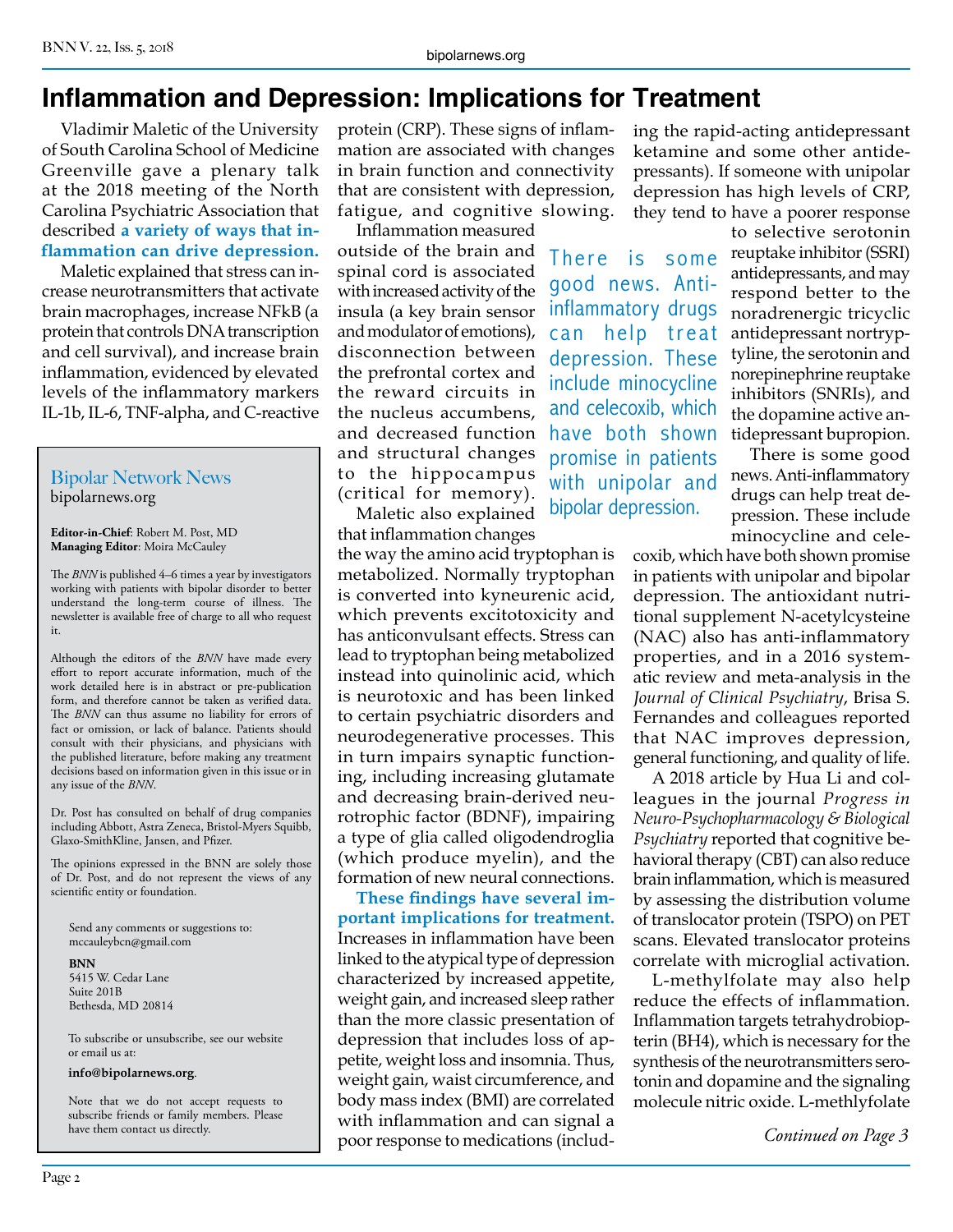# Inflammation and Depression: Implications for Treatment

Vladimir Maletic of the University of South Carolina School of Medicine Greenville gave a plenary talk at the 2018 meeting of the North Carolina Psychiatric Association that described **a variety of ways that inflammation can drive depression.**

Maletic explained that stress can increase neurotransmitters that activate brain macrophages, increase NFkB (a protein that controls DNA transcription and cell survival), and increase brain inflammation, evidenced by elevated levels of the inflammatory markers IL-1b, IL-6, TNF-alpha, and C-reactive protein (CRP). These signs of inflammation are associated with changes in brain function and connectivity that are consistent with depression, fatigue, and cognitive slowing.

Inflammation measured outside of the brain and spinal cord is associated with increased activity of the insula (a key brain sensor and modulator of emotions), disconnection between the prefrontal cortex and the reward circuits in the nucleus accumbens, and decreased function and structural changes to the hippocampus (critical for memory).

Maletic also explained that inflammation changes the way the amino acid tryptophan is metabolized. Normally tryptophan is converted into kyneurenic acid, which prevents excitotoxicity and has anticonvulsant effects. Stress can lead to tryptophan being metabolized instead into quinolinic acid, which is neurotoxic and has been linked to certain psychiatric disorders and neurodegenerative processes. This in turn impairs synaptic functioning, including increasing glutamate and decreasing brain-derived neurotrophic factor (BDNF), impairing a type of glia called oligodendroglia (which produce myelin), and the formation of new neural connections.

**These findings have several important implications for treatment.** Increases in inflammation have been linked to the atypical type of depression characterized by increased appetite, weight gain, and increased sleep rather than the more classic presentation of depression that includes loss of appetite, weight loss and insomnia. Thus, weight gain, waist circumference, and body mass index (BMI) are correlated with inflammation and can signal a poor response to medications (including the rapid-acting antidepressant ketamine and some other antidepressants). If someone with unipolar depression has high levels of CRP, they tend to have a poorer response to selective serotonin reuptake inhibitor (SSRI) antidepressants, and may respond better to the noradrenergic tricyclic antidepressant nortryptyline, the serotonin and norepinephrine reuptake inhibitors (SNRIs), and the dopamine active antidepressant bupropion.

> There is some good news. Anti-inflammatory drugs can help treat depression. These include minocycline and celecoxib, which have both shown promise in patients with unipolar and bipolar depression.

There is some good news. Anti-inflammatory drugs can help treat depression. These include minocycline and celecoxib, which have both shown promise in patients with unipolar and bipolar depression. The antioxidant nutritional supplement N-acetylcysteine (NAC) also has anti-inflammatory properties, and in a 2016 systematic review and meta-analysis in the *Journal of Clinical Psychiatry*, Brisa S. Fernandes and colleagues reported that NAC improves depression, general functioning, and quality of life.

A 2018 article by Hua Li and colleagues in the journal *Progress in Neuro-Psychopharmacology & Biological Psychiatry* reported that cognitive behavioral therapy (CBT) can also reduce brain inflammation, which is measured by assessing the distribution volume of translocator protein (TSPO) on PET scans. Elevated translocator proteins correlate with microglial activation.

L-methylfolate may also help reduce the effects of inflammation. Inflammation targets tetrahydrobiopterin (BH4), which is necessary for the synthesis of the neurotransmitters serotonin and dopamine and the signaling molecule nitric oxide. L-methlyfolate

*Continued on Page 3*

---

## Bipolar Network News
bipolarnews.org

**Editor-in-Chief**: Robert M. Post, MD
**Managing Editor**: Moira McCauley

The *BNN* is published 4–6 times a year by investigators working with patients with bipolar disorder to better understand the long-term course of illness. The newsletter is available free of charge to all who request it.

Although the editors of the *BNN* have made every effort to report accurate information, much of the work detailed here is in abstract or pre-publication form, and therefore cannot be taken as verified data. The *BNN* can thus assume no liability for errors of fact or omission, or lack of balance. Patients should consult with their physicians, and physicians with the published literature, before making any treatment decisions based on information given in this issue or in any issue of the *BNN*.

Dr. Post has consulted on behalf of drug companies including Abbott, Astra Zeneca, Bristol-Myers Squibb, Glaxo-SmithKline, Jansen, and Pfizer.

The opinions expressed in the BNN are solely those of Dr. Post, and do not represent the views of any scientific entity or foundation.

Send any comments or suggestions to:
mccauleybcn@gmail.com

**BNN**
5415 W. Cedar Lane
Suite 201B
Bethesda, MD 20814

To subscribe or unsubscribe, see our website or email us at:

**info@bipolarnews.org**.

Note that we do not accept requests to subscribe friends or family members. Please have them contact us directly.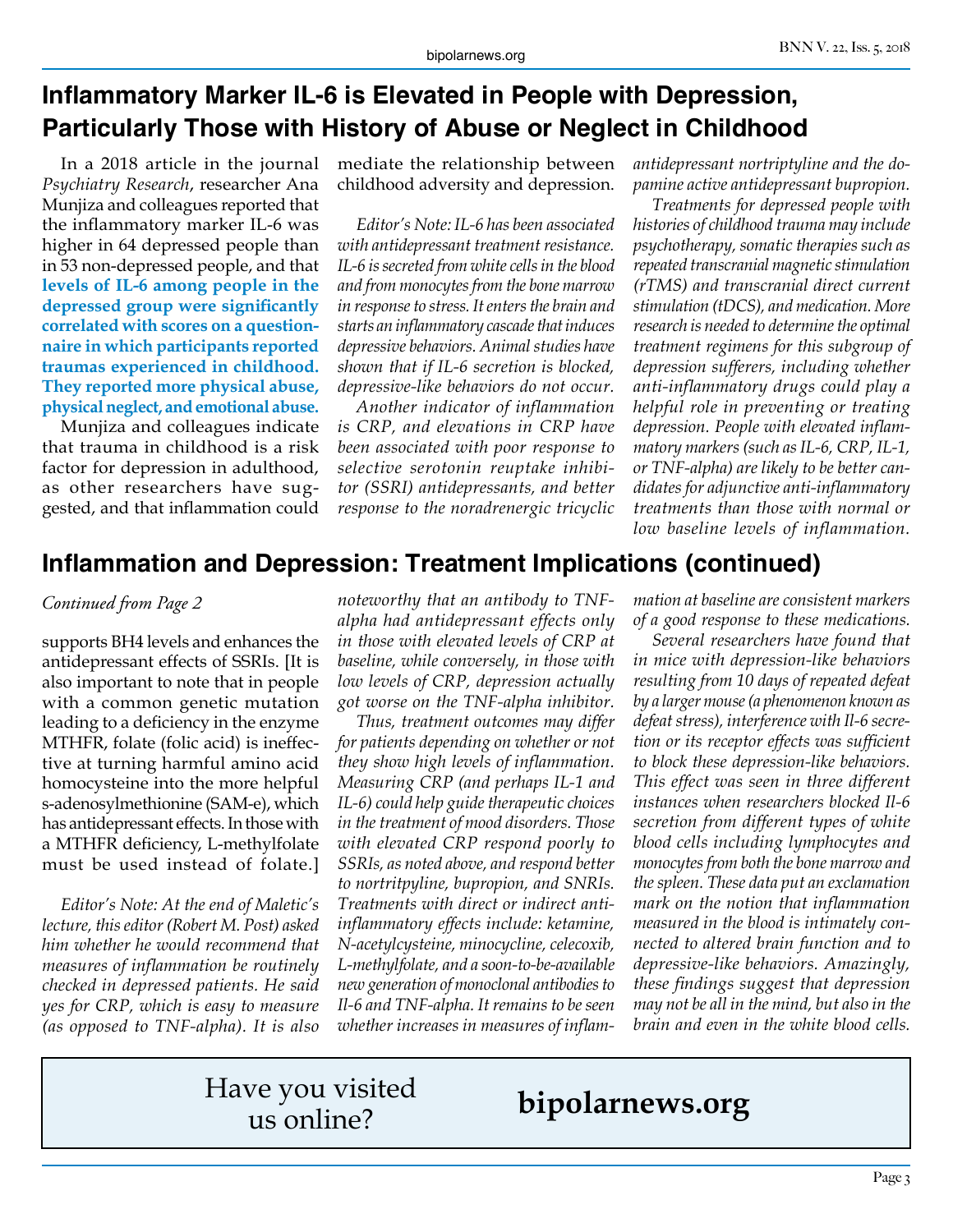# Inflammatory Marker IL-6 is Elevated in People with Depression, Particularly Those with History of Abuse or Neglect in Childhood

In a 2018 article in the journal *Psychiatry Research*, researcher Ana Munjiza and colleagues reported that the inflammatory marker IL-6 was higher in 64 depressed people than in 53 non-depressed people, and that **levels of IL-6 among people in the depressed group were significantly correlated with scores on a questionnaire in which participants reported traumas experienced in childhood. They reported more physical abuse, physical neglect, and emotional abuse.**

Munjiza and colleagues indicate that trauma in childhood is a risk factor for depression in adulthood, as other researchers have suggested, and that inflammation could mediate the relationship between childhood adversity and depression.

*Editor's Note: IL-6 has been associated with antidepressant treatment resistance. IL-6 is secreted from white cells in the blood and from monocytes from the bone marrow in response to stress. It enters the brain and starts an inflammatory cascade that induces depressive behaviors. Animal studies have shown that if IL-6 secretion is blocked, depressive-like behaviors do not occur.*

*Another indicator of inflammation is CRP, and elevations in CRP have been associated with poor response to selective serotonin reuptake inhibitor (SSRI) antidepressants, and better response to the noradrenergic tricyclic antidepressant nortriptyline and the dopamine active antidepressant bupropion.*

*Treatments for depressed people with histories of childhood trauma may include psychotherapy, somatic therapies such as repeated transcranial magnetic stimulation (rTMS) and transcranial direct current stimulation (tDCS), and medication. More research is needed to determine the optimal treatment regimens for this subgroup of depression sufferers, including whether anti-inflammatory drugs could play a helpful role in preventing or treating depression. People with elevated inflammatory markers (such as IL-6, CRP, IL-1, or TNF-alpha) are likely to be better candidates for adjunctive anti-inflammatory treatments than those with normal or low baseline levels of inflammation.*

# Inflammation and Depression: Treatment Implications (continued)

*Continued from Page 2*

supports BH4 levels and enhances the antidepressant effects of SSRIs. [It is also important to note that in people with a common genetic mutation leading to a deficiency in the enzyme MTHFR, folate (folic acid) is ineffective at turning harmful amino acid homocysteine into the more helpful s-adenosylmethionine (SAM-e), which has antidepressant effects. In those with a MTHFR deficiency, L-methylfolate must be used instead of folate.]

*Editor's Note: At the end of Maletic's lecture, this editor (Robert M. Post) asked him whether he would recommend that measures of inflammation be routinely checked in depressed patients. He said yes for CRP, which is easy to measure (as opposed to TNF-alpha). It is also noteworthy that an antibody to TNF-alpha had antidepressant effects only in those with elevated levels of CRP at baseline, while conversely, in those with low levels of CRP, depression actually got worse on the TNF-alpha inhibitor.*

*Thus, treatment outcomes may differ for patients depending on whether or not they show high levels of inflammation. Measuring CRP (and perhaps IL-1 and IL-6) could help guide therapeutic choices in the treatment of mood disorders. Those with elevated CRP respond poorly to SSRIs, as noted above, and respond better to nortritpyline, bupropion, and SNRIs. Treatments with direct or indirect anti-inflammatory effects include: ketamine, N-acetylcysteine, minocycline, celecoxib, L-methylfolate, and a soon-to-be-available new generation of monoclonal antibodies to Il-6 and TNF-alpha. It remains to be seen whether increases in measures of inflammation at baseline are consistent markers of a good response to these medications.*

*Several researchers have found that in mice with depression-like behaviors resulting from 10 days of repeated defeat by a larger mouse (a phenomenon known as defeat stress), interference with Il-6 secretion or its receptor effects was sufficient to block these depression-like behaviors. This effect was seen in three different instances when researchers blocked Il-6 secretion from different types of white blood cells including lymphocytes and monocytes from both the bone marrow and the spleen. These data put an exclamation mark on the notion that inflammation measured in the blood is intimately connected to altered brain function and to depressive-like behaviors. Amazingly, these findings suggest that depression may not be all in the mind, but also in the brain and even in the white blood cells.*

Have you visited us online? **bipolarnews.org**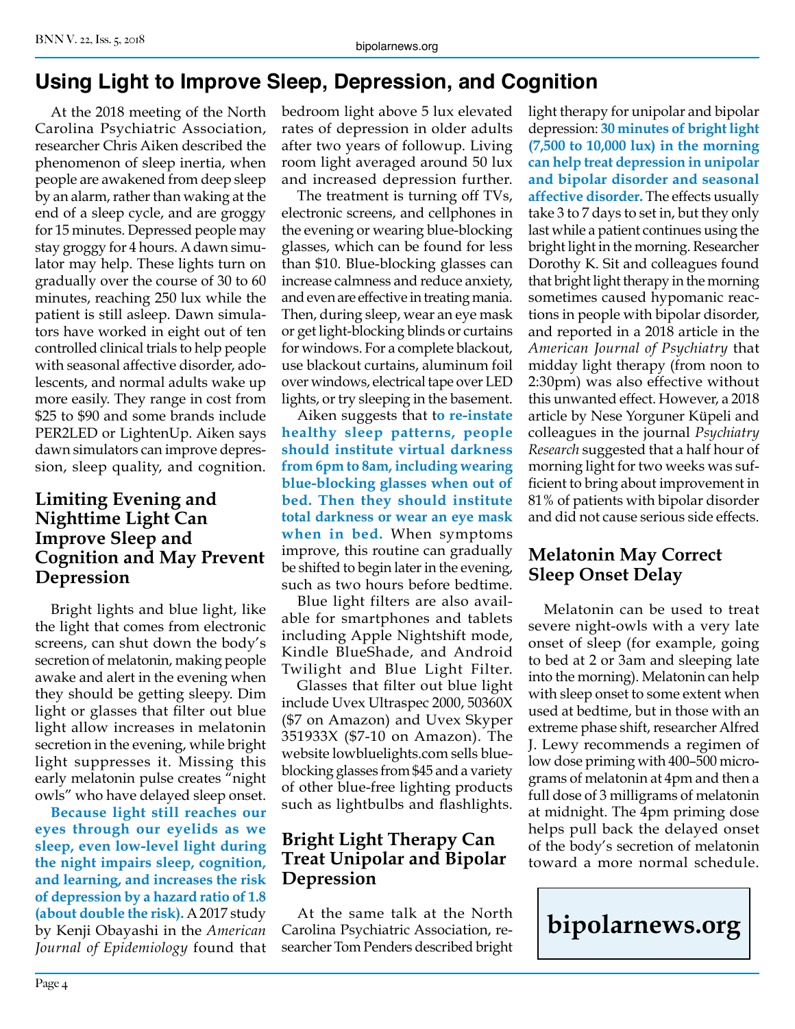# Using Light to Improve Sleep, Depression, and Cognition

At the 2018 meeting of the North Carolina Psychiatric Association, researcher Chris Aiken described the phenomenon of sleep inertia, when people are awakened from deep sleep by an alarm, rather than waking at the end of a sleep cycle, and are groggy for 15 minutes. Depressed people may stay groggy for 4 hours. A dawn simulator may help. These lights turn on gradually over the course of 30 to 60 minutes, reaching 250 lux while the patient is still asleep. Dawn simulators have worked in eight out of ten controlled clinical trials to help people with seasonal affective disorder, adolescents, and normal adults wake up more easily. They range in cost from $25 to $90 and some brands include PER2LED or LightenUp. Aiken says dawn simulators can improve depression, sleep quality, and cognition.

## Limiting Evening and Nighttime Light Can Improve Sleep and Cognition and May Prevent Depression

Bright lights and blue light, like the light that comes from electronic screens, can shut down the body's secretion of melatonin, making people awake and alert in the evening when they should be getting sleepy. Dim light or glasses that filter out blue light allow increases in melatonin secretion in the evening, while bright light suppresses it. Missing this early melatonin pulse creates "night owls" who have delayed sleep onset.

**Because light still reaches our eyes through our eyelids as we sleep, even low-level light during the night impairs sleep, cognition, and learning, and increases the risk of depression by a hazard ratio of 1.8 (about double the risk).** A 2017 study by Kenji Obayashi in the *American Journal of Epidemiology* found that bedroom light above 5 lux elevated rates of depression in older adults after two years of followup. Living room light averaged around 50 lux and increased depression further.

The treatment is turning off TVs, electronic screens, and cellphones in the evening or wearing blue-blocking glasses, which can be found for less than $10. Blue-blocking glasses can increase calmness and reduce anxiety, and even are effective in treating mania. Then, during sleep, wear an eye mask or get light-blocking blinds or curtains for windows. For a complete blackout, use blackout curtains, aluminum foil over windows, electrical tape over LED lights, or try sleeping in the basement.

Aiken suggests that t**o re-instate healthy sleep patterns, people should institute virtual darkness from 6pm to 8am, including wearing blue-blocking glasses when out of bed. Then they should institute total darkness or wear an eye mask when in bed.** When symptoms improve, this routine can gradually be shifted to begin later in the evening, such as two hours before bedtime.

Blue light filters are also available for smartphones and tablets including Apple Nightshift mode, Kindle BlueShade, and Android Twilight and Blue Light Filter.

Glasses that filter out blue light include Uvex Ultraspec 2000, 50360X ($7 on Amazon) and Uvex Skyper 351933X ($7-10 on Amazon). The website lowbluelights.com sells blue-blocking glasses from $45 and a variety of other blue-free lighting products such as lightbulbs and flashlights.

## Bright Light Therapy Can Treat Unipolar and Bipolar Depression

At the same talk at the North Carolina Psychiatric Association, researcher Tom Penders described bright light therapy for unipolar and bipolar depression: **30 minutes of bright light (7,500 to 10,000 lux) in the morning can help treat depression in unipolar and bipolar disorder and seasonal affective disorder.** The effects usually take 3 to 7 days to set in, but they only last while a patient continues using the bright light in the morning. Researcher Dorothy K. Sit and colleagues found that bright light therapy in the morning sometimes caused hypomanic reactions in people with bipolar disorder, and reported in a 2018 article in the *American Journal of Psychiatry* that midday light therapy (from noon to 2:30pm) was also effective without this unwanted effect. However, a 2018 article by Nese Yorguner Küpeli and colleagues in the journal *Psychiatry Research* suggested that a half hour of morning light for two weeks was sufficient to bring about improvement in 81% of patients with bipolar disorder and did not cause serious side effects.

## Melatonin May Correct Sleep Onset Delay

Melatonin can be used to treat severe night-owls with a very late onset of sleep (for example, going to bed at 2 or 3am and sleeping late into the morning). Melatonin can help with sleep onset to some extent when used at bedtime, but in those with an extreme phase shift, researcher Alfred J. Lewy recommends a regimen of low dose priming with 400–500 micrograms of melatonin at 4pm and then a full dose of 3 milligrams of melatonin at midnight. The 4pm priming dose helps pull back the delayed onset of the body's secretion of melatonin toward a more normal schedule.

**bipolarnews.org**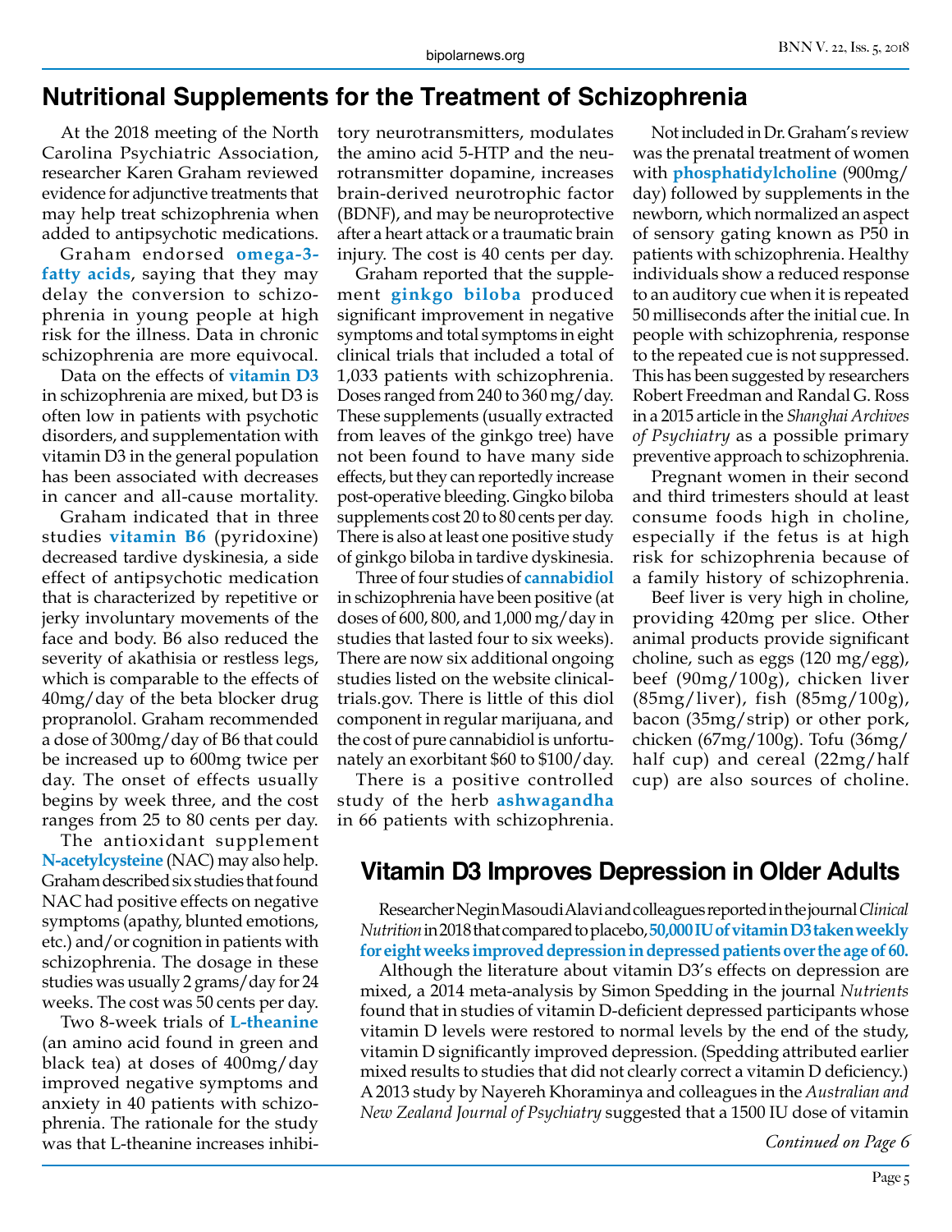# Nutritional Supplements for the Treatment of Schizophrenia

At the 2018 meeting of the North Carolina Psychiatric Association, researcher Karen Graham reviewed evidence for adjunctive treatments that may help treat schizophrenia when added to antipsychotic medications.

Graham endorsed **omega-3-fatty acids**, saying that they may delay the conversion to schizophrenia in young people at high risk for the illness. Data in chronic schizophrenia are more equivocal.

Data on the effects of **vitamin D3** in schizophrenia are mixed, but D3 is often low in patients with psychotic disorders, and supplementation with vitamin D3 in the general population has been associated with decreases in cancer and all-cause mortality.

Graham indicated that in three studies **vitamin B6** (pyridoxine) decreased tardive dyskinesia, a side effect of antipsychotic medication that is characterized by repetitive or jerky involuntary movements of the face and body. B6 also reduced the severity of akathisia or restless legs, which is comparable to the effects of 40mg/day of the beta blocker drug propranolol. Graham recommended a dose of 300mg/day of B6 that could be increased up to 600mg twice per day. The onset of effects usually begins by week three, and the cost ranges from 25 to 80 cents per day.

The antioxidant supplement **N-acetylcysteine** (NAC) may also help. Graham described six studies that found NAC had positive effects on negative symptoms (apathy, blunted emotions, etc.) and/or cognition in patients with schizophrenia. The dosage in these studies was usually 2 grams/day for 24 weeks. The cost was 50 cents per day.

Two 8-week trials of **L-theanine** (an amino acid found in green and black tea) at doses of 400mg/day improved negative symptoms and anxiety in 40 patients with schizophrenia. The rationale for the study was that L-theanine increases inhibitory neurotransmitters, modulates the amino acid 5-HTP and the neurotransmitter dopamine, increases brain-derived neurotrophic factor (BDNF), and may be neuroprotective after a heart attack or a traumatic brain injury. The cost is 40 cents per day.

Graham reported that the supplement **ginkgo biloba** produced significant improvement in negative symptoms and total symptoms in eight clinical trials that included a total of 1,033 patients with schizophrenia. Doses ranged from 240 to 360 mg/day. These supplements (usually extracted from leaves of the ginkgo tree) have not been found to have many side effects, but they can reportedly increase post-operative bleeding. Gingko biloba supplements cost 20 to 80 cents per day. There is also at least one positive study of ginkgo biloba in tardive dyskinesia.

Three of four studies of **cannabidiol** in schizophrenia have been positive (at doses of 600, 800, and 1,000 mg/day in studies that lasted four to six weeks). There are now six additional ongoing studies listed on the website clinicaltrials.gov. There is little of this diol component in regular marijuana, and the cost of pure cannabidiol is unfortunately an exorbitant $60 to $100/day.

There is a positive controlled study of the herb **ashwagandha** in 66 patients with schizophrenia.

Not included in Dr. Graham's review was the prenatal treatment of women with **phosphatidylcholine** (900mg/day) followed by supplements in the newborn, which normalized an aspect of sensory gating known as P50 in patients with schizophrenia. Healthy individuals show a reduced response to an auditory cue when it is repeated 50 milliseconds after the initial cue. In people with schizophrenia, response to the repeated cue is not suppressed. This has been suggested by researchers Robert Freedman and Randal G. Ross in a 2015 article in the *Shanghai Archives of Psychiatry* as a possible primary preventive approach to schizophrenia.

Pregnant women in their second and third trimesters should at least consume foods high in choline, especially if the fetus is at high risk for schizophrenia because of a family history of schizophrenia.

Beef liver is very high in choline, providing 420mg per slice. Other animal products provide significant choline, such as eggs (120 mg/egg), beef (90mg/100g), chicken liver (85mg/liver), fish (85mg/100g), bacon (35mg/strip) or other pork, chicken (67mg/100g). Tofu (36mg/half cup) and cereal (22mg/half cup) are also sources of choline.

# Vitamin D3 Improves Depression in Older Adults

Researcher Negin Masoudi Alavi and colleagues reported in the journal *Clinical Nutrition* in 2018 that compared to placebo, **50,000 IU of vitamin D3 taken weekly for eight weeks improved depression in depressed patients over the age of 60.**

Although the literature about vitamin D3's effects on depression are mixed, a 2014 meta-analysis by Simon Spedding in the journal *Nutrients* found that in studies of vitamin D-deficient depressed participants whose vitamin D levels were restored to normal levels by the end of the study, vitamin D significantly improved depression. (Spedding attributed earlier mixed results to studies that did not clearly correct a vitamin D deficiency.) A 2013 study by Nayereh Khoraminya and colleagues in the *Australian and New Zealand Journal of Psychiatry* suggested that a 1500 IU dose of vitamin

*Continued on Page 6*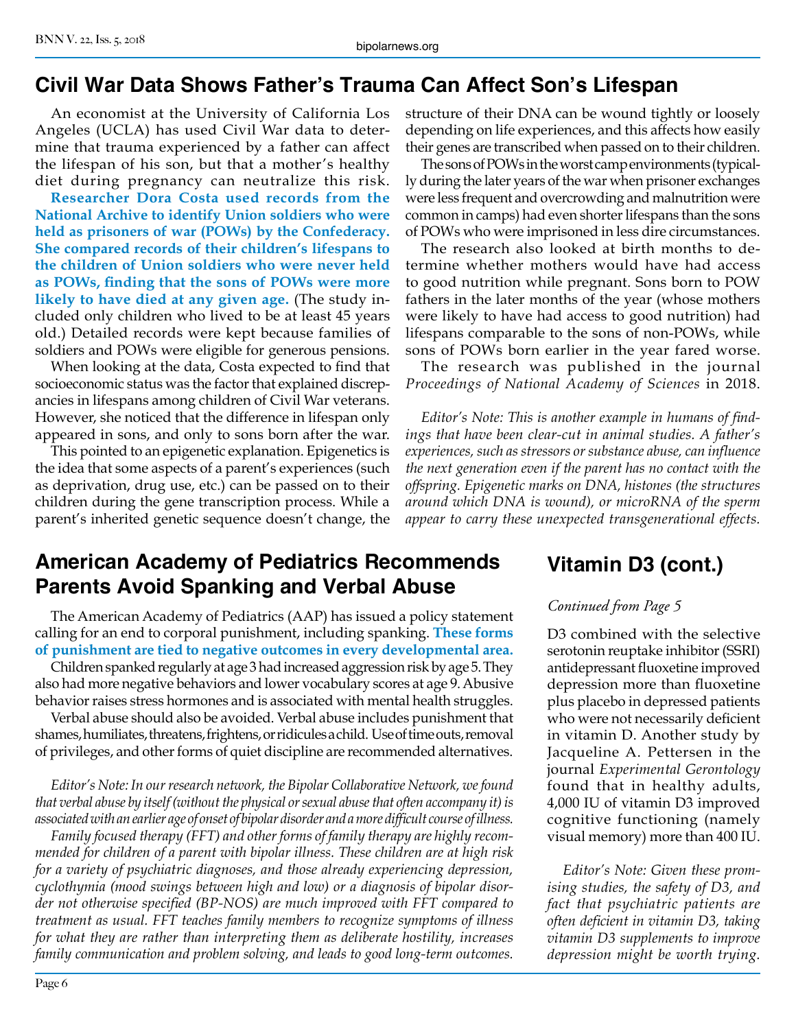## Civil War Data Shows Father's Trauma Can Affect Son's Lifespan

An economist at the University of California Los Angeles (UCLA) has used Civil War data to determine that trauma experienced by a father can affect the lifespan of his son, but that a mother's healthy diet during pregnancy can neutralize this risk.

**Researcher Dora Costa used records from the National Archive to identify Union soldiers who were held as prisoners of war (POWs) by the Confederacy. She compared records of their children's lifespans to the children of Union soldiers who were never held as POWs, finding that the sons of POWs were more likely to have died at any given age.** (The study included only children who lived to be at least 45 years old.) Detailed records were kept because families of soldiers and POWs were eligible for generous pensions.

When looking at the data, Costa expected to find that socioeconomic status was the factor that explained discrepancies in lifespans among children of Civil War veterans. However, she noticed that the difference in lifespan only appeared in sons, and only to sons born after the war.

This pointed to an epigenetic explanation. Epigenetics is the idea that some aspects of a parent's experiences (such as deprivation, drug use, etc.) can be passed on to their children during the gene transcription process. While a parent's inherited genetic sequence doesn't change, the structure of their DNA can be wound tightly or loosely depending on life experiences, and this affects how easily their genes are transcribed when passed on to their children.

The sons of POWs in the worst camp environments (typically during the later years of the war when prisoner exchanges were less frequent and overcrowding and malnutrition were common in camps) had even shorter lifespans than the sons of POWs who were imprisoned in less dire circumstances.

The research also looked at birth months to determine whether mothers would have had access to good nutrition while pregnant. Sons born to POW fathers in the later months of the year (whose mothers were likely to have had access to good nutrition) had lifespans comparable to the sons of non-POWs, while sons of POWs born earlier in the year fared worse.

The research was published in the journal *Proceedings of National Academy of Sciences* in 2018.

*Editor's Note: This is another example in humans of findings that have been clear-cut in animal studies. A father's experiences, such as stressors or substance abuse, can influence the next generation even if the parent has no contact with the offspring. Epigenetic marks on DNA, histones (the structures around which DNA is wound), or microRNA of the sperm appear to carry these unexpected transgenerational effects.*

## American Academy of Pediatrics Recommends Parents Avoid Spanking and Verbal Abuse

The American Academy of Pediatrics (AAP) has issued a policy statement calling for an end to corporal punishment, including spanking. **These forms of punishment are tied to negative outcomes in every developmental area.**

Children spanked regularly at age 3 had increased aggression risk by age 5. They also had more negative behaviors and lower vocabulary scores at age 9. Abusive behavior raises stress hormones and is associated with mental health struggles.

Verbal abuse should also be avoided. Verbal abuse includes punishment that shames, humiliates, threatens, frightens, or ridicules a child. Use of time outs, removal of privileges, and other forms of quiet discipline are recommended alternatives.

*Editor's Note: In our research network, the Bipolar Collaborative Network, we found that verbal abuse by itself (without the physical or sexual abuse that often accompany it) is associated with an earlier age of onset of bipolar disorder and a more difficult course of illness.*

*Family focused therapy (FFT) and other forms of family therapy are highly recommended for children of a parent with bipolar illness. These children are at high risk for a variety of psychiatric diagnoses, and those already experiencing depression, cyclothymia (mood swings between high and low) or a diagnosis of bipolar disorder not otherwise specified (BP-NOS) are much improved with FFT compared to treatment as usual. FFT teaches family members to recognize symptoms of illness for what they are rather than interpreting them as deliberate hostility, increases family communication and problem solving, and leads to good long-term outcomes.*

## Vitamin D3 (cont.)

*Continued from Page 5*

D3 combined with the selective serotonin reuptake inhibitor (SSRI) antidepressant fluoxetine improved depression more than fluoxetine plus placebo in depressed patients who were not necessarily deficient in vitamin D. Another study by Jacqueline A. Pettersen in the journal *Experimental Gerontology* found that in healthy adults, 4,000 IU of vitamin D3 improved cognitive functioning (namely visual memory) more than 400 IU.

*Editor's Note: Given these promising studies, the safety of D3, and fact that psychiatric patients are often deficient in vitamin D3, taking vitamin D3 supplements to improve depression might be worth trying.*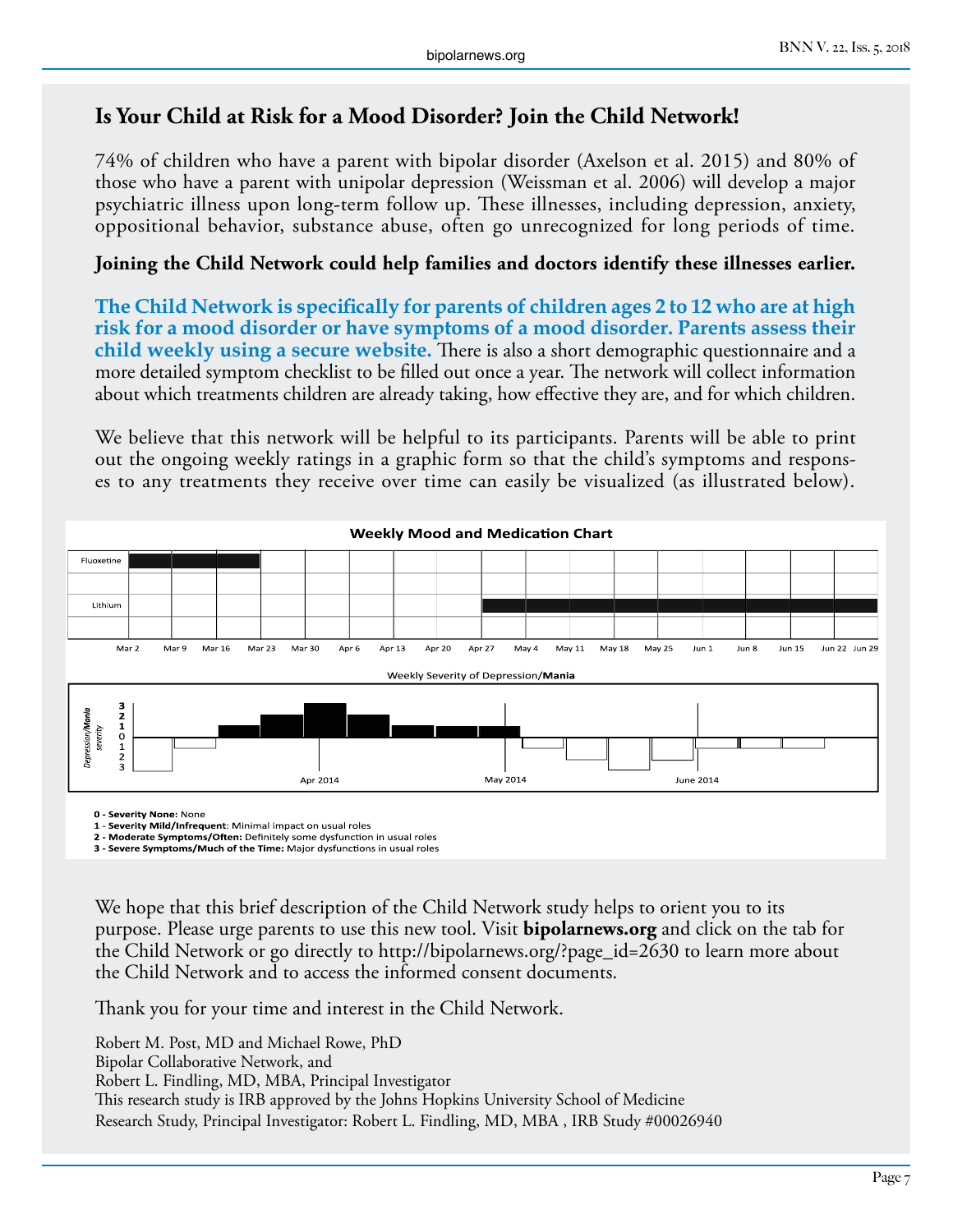## Is Your Child at Risk for a Mood Disorder? Join the Child Network!

74% of children who have a parent with bipolar disorder (Axelson et al. 2015) and 80% of those who have a parent with unipolar depression (Weissman et al. 2006) will develop a major psychiatric illness upon long-term follow up. These illnesses, including depression, anxiety, oppositional behavior, substance abuse, often go unrecognized for long periods of time.

**Joining the Child Network could help families and doctors identify these illnesses earlier.**

**The Child Network is specifically for parents of children ages 2 to 12 who are at high risk for a mood disorder or have symptoms of a mood disorder. Parents assess their child weekly using a secure website.** There is also a short demographic questionnaire and a more detailed symptom checklist to be filled out once a year. The network will collect information about which treatments children are already taking, how effective they are, and for which children.

We believe that this network will be helpful to its participants. Parents will be able to print out the ongoing weekly ratings in a graphic form so that the child's symptoms and responses to any treatments they receive over time can easily be visualized (as illustrated below).

**Weekly Mood and Medication Chart**

Fluoxetine, Lithium

Mar 2, Mar 9, Mar 16, Mar 23, Mar 30, Apr 6, Apr 13, Apr 20, Apr 27, May 4, May 11, May 18, May 25, Jun 1, Jun 8, Jun 15, Jun 22, Jun 29

Weekly Severity of Depression/**Mania**

*Depression/**Mania** severity*: 3, 2, 1, 0, 1, 2, 3

Apr 2014, May 2014, June 2014

**0 - Severity None:** None
**1 - Severity Mild/Infrequent**: Minimal impact on usual roles
**2 - Moderate Symptoms/Often:** Definitely some dysfunction in usual roles
**3 - Severe Symptoms/Much of the Time:** Major dysfunctions in usual roles

We hope that this brief description of the Child Network study helps to orient you to its purpose. Please urge parents to use this new tool. Visit **bipolarnews.org** and click on the tab for the Child Network or go directly to http://bipolarnews.org/?page_id=2630 to learn more about the Child Network and to access the informed consent documents.

Thank you for your time and interest in the Child Network.

Robert M. Post, MD and Michael Rowe, PhD
Bipolar Collaborative Network, and
Robert L. Findling, MD, MBA, Principal Investigator
This research study is IRB approved by the Johns Hopkins University School of Medicine
Research Study, Principal Investigator: Robert L. Findling, MD, MBA , IRB Study #00026940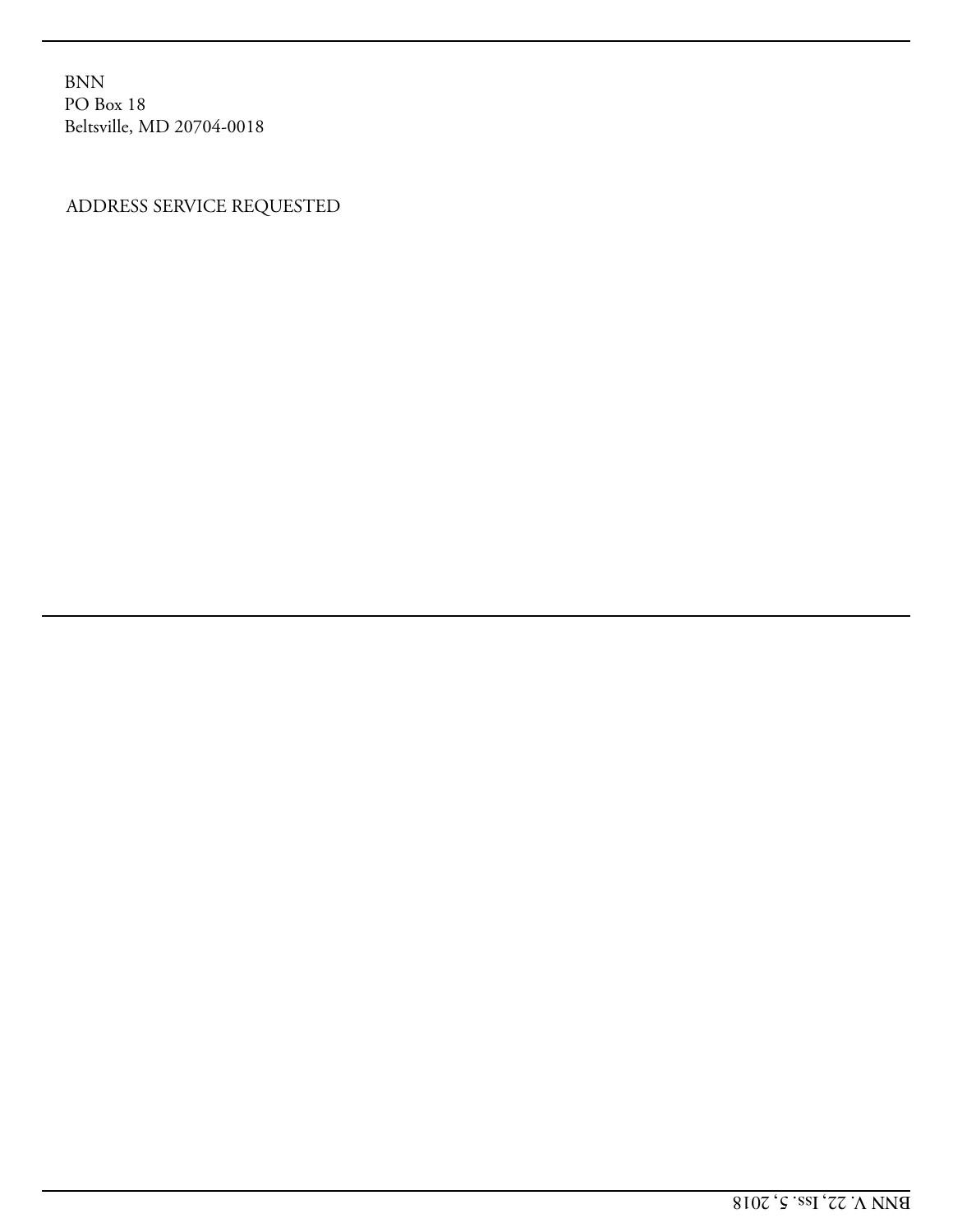BNN  
PO Box 18  
Beltsville, MD 20704-0018

ADDRESS SERVICE REQUESTED